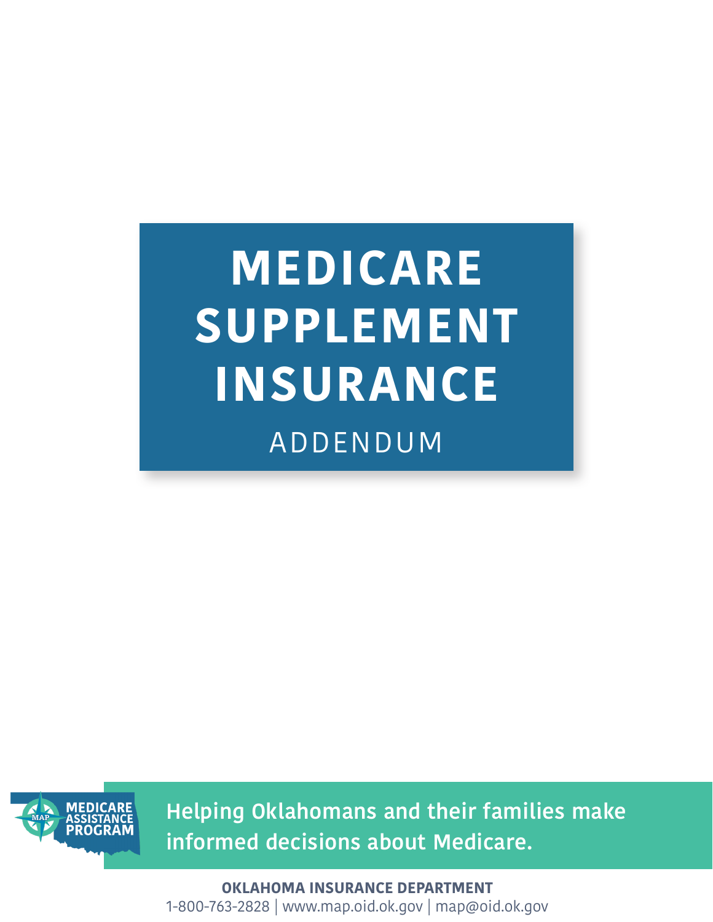# MEDICARE SUPPLEMENT INSURANCE

## ADDENDUM

MEDICARE ASSISTANCE PROGRAM

Helping Oklahomans and their families make informed decisions about Medicare.

**OKLAHOMA INSURANCE DEPARTMENT**

1-800-763-2828 | www.map.oid.ok.gov | map@oid.ok.gov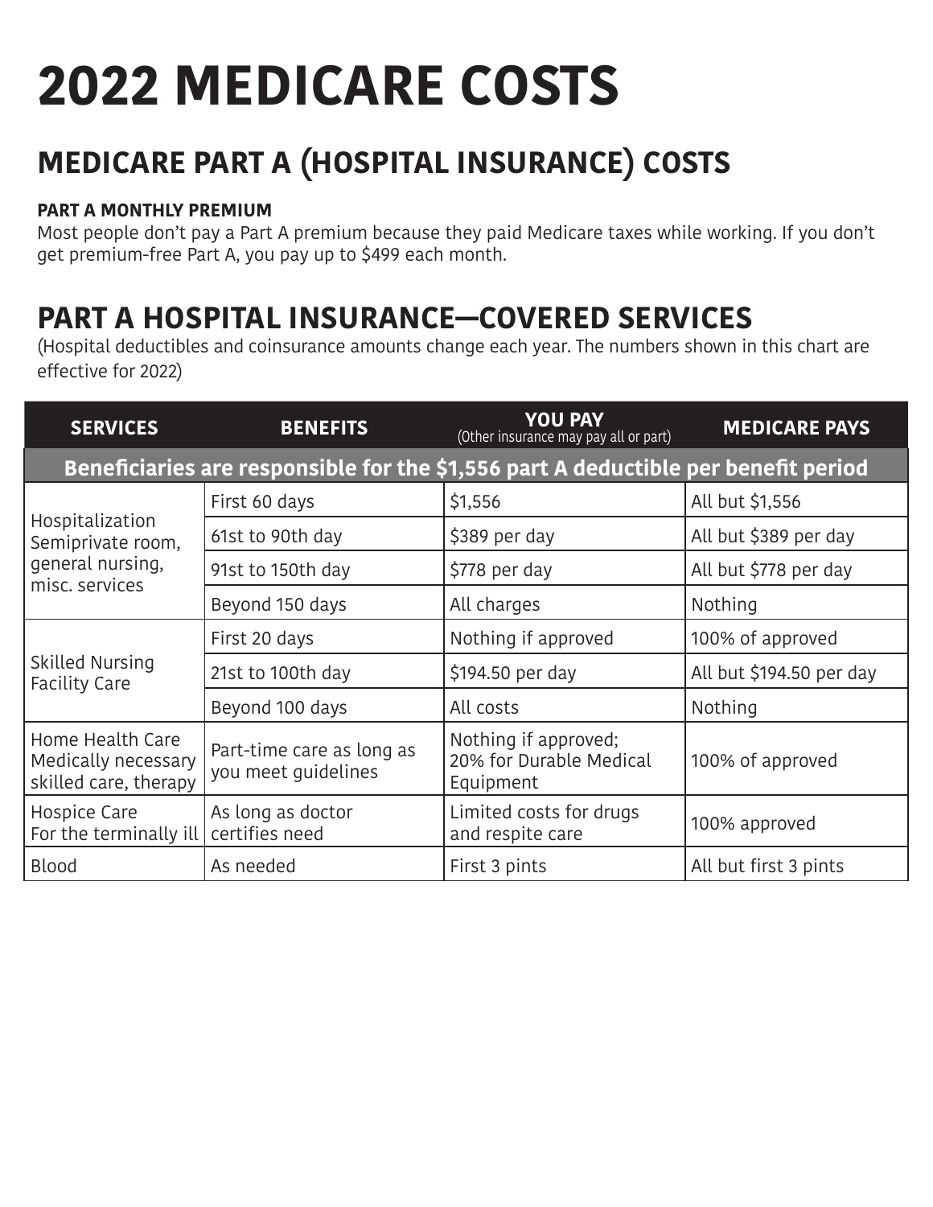# 2022 MEDICARE COSTS

## MEDICARE PART A (HOSPITAL INSURANCE) COSTS

**PART A MONTHLY PREMIUM**

Most people don't pay a Part A premium because they paid Medicare taxes while working. If you don't get premium-free Part A, you pay up to $499 each month.

## PART A HOSPITAL INSURANCE—COVERED SERVICES

(Hospital deductibles and coinsurance amounts change each year. The numbers shown in this chart are effective for 2022)

| SERVICES | BENEFITS | YOU PAY (Other insurance may pay all or part) | MEDICARE PAYS |
|---|---|---|---|
| **Beneficiaries are responsible for the $1,556 part A deductible per benefit period** | | | |
| Hospitalization Semiprivate room, general nursing, misc. services | First 60 days | $1,556 | All but $1,556 |
| | 61st to 90th day | $389 per day | All but $389 per day |
| | 91st to 150th day | $778 per day | All but $778 per day |
| | Beyond 150 days | All charges | Nothing |
| Skilled Nursing Facility Care | First 20 days | Nothing if approved | 100% of approved |
| | 21st to 100th day | $194.50 per day | All but $194.50 per day |
| | Beyond 100 days | All costs | Nothing |
| Home Health Care Medically necessary skilled care, therapy | Part-time care as long as you meet guidelines | Nothing if approved; 20% for Durable Medical Equipment | 100% of approved |
| Hospice Care For the terminally ill | As long as doctor certifies need | Limited costs for drugs and respite care | 100% approved |
| Blood | As needed | First 3 pints | All but first 3 pints |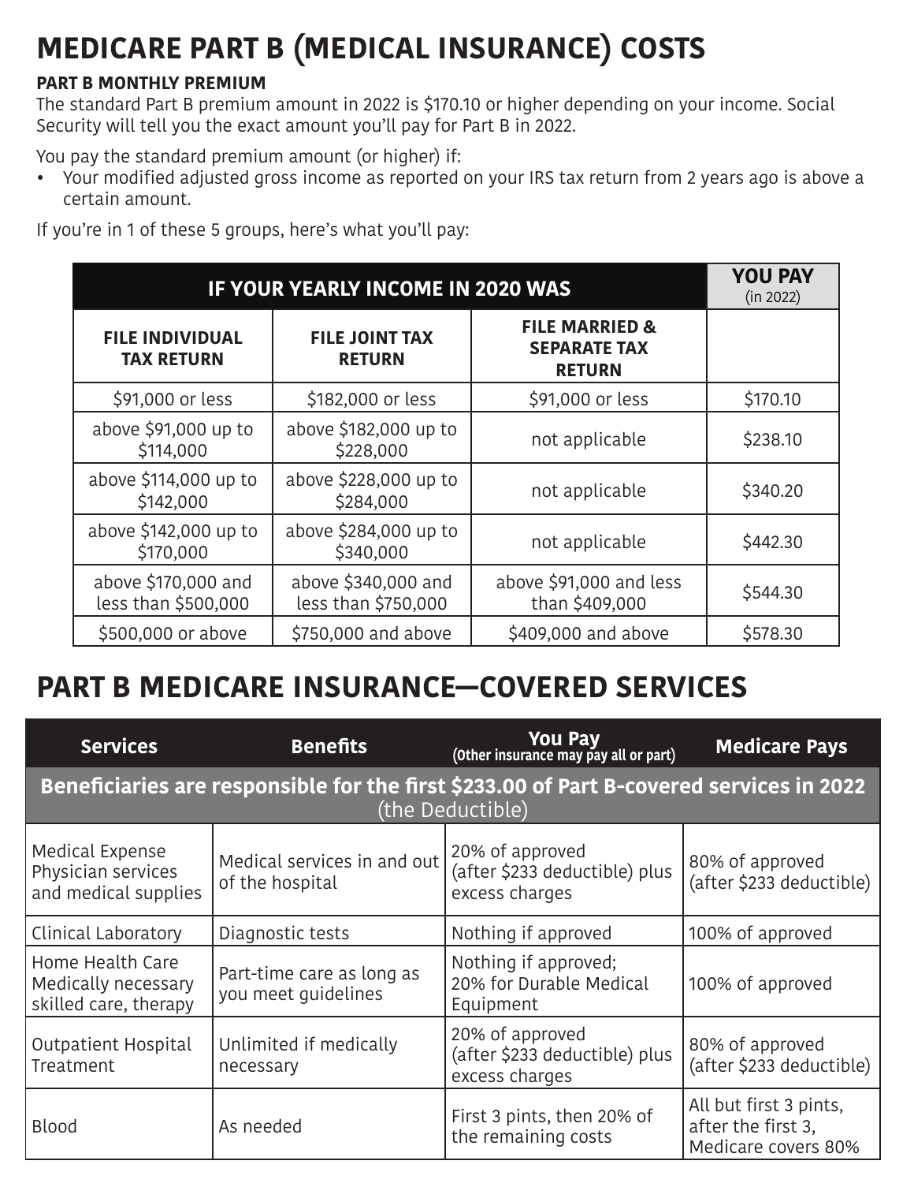# MEDICARE PART B (MEDICAL INSURANCE) COSTS

**PART B MONTHLY PREMIUM**

The standard Part B premium amount in 2022 is $170.10 or higher depending on your income. Social Security will tell you the exact amount you'll pay for Part B in 2022.

You pay the standard premium amount (or higher) if:

- Your modified adjusted gross income as reported on your IRS tax return from 2 years ago is above a certain amount.

If you're in 1 of these 5 groups, here's what you'll pay:

| IF YOUR YEARLY INCOME IN 2020 WAS | | | YOU PAY (in 2022) |
|---|---|---|---|
| **FILE INDIVIDUAL TAX RETURN** | **FILE JOINT TAX RETURN** | **FILE MARRIED & SEPARATE TAX RETURN** | |
| $91,000 or less | $182,000 or less | $91,000 or less | $170.10 |
| above $91,000 up to $114,000 | above $182,000 up to $228,000 | not applicable | $238.10 |
| above $114,000 up to $142,000 | above $228,000 up to $284,000 | not applicable | $340.20 |
| above $142,000 up to $170,000 | above $284,000 up to $340,000 | not applicable | $442.30 |
| above $170,000 and less than $500,000 | above $340,000 and less than $750,000 | above $91,000 and less than $409,000 | $544.30 |
| $500,000 or above | $750,000 and above | $409,000 and above | $578.30 |

# PART B MEDICARE INSURANCE—COVERED SERVICES

| Services | Benefits | You Pay (Other insurance may pay all or part) | Medicare Pays |
|---|---|---|---|
| **Beneficiaries are responsible for the first $233.00 of Part B-covered services in 2022** (the Deductible) | | | |
| Medical Expense Physician services and medical supplies | Medical services in and out of the hospital | 20% of approved (after $233 deductible) plus excess charges | 80% of approved (after $233 deductible) |
| Clinical Laboratory | Diagnostic tests | Nothing if approved | 100% of approved |
| Home Health Care Medically necessary skilled care, therapy | Part-time care as long as you meet guidelines | Nothing if approved; 20% for Durable Medical Equipment | 100% of approved |
| Outpatient Hospital Treatment | Unlimited if medically necessary | 20% of approved (after $233 deductible) plus excess charges | 80% of approved (after $233 deductible) |
| Blood | As needed | First 3 pints, then 20% of the remaining costs | All but first 3 pints, after the first 3, Medicare covers 80% |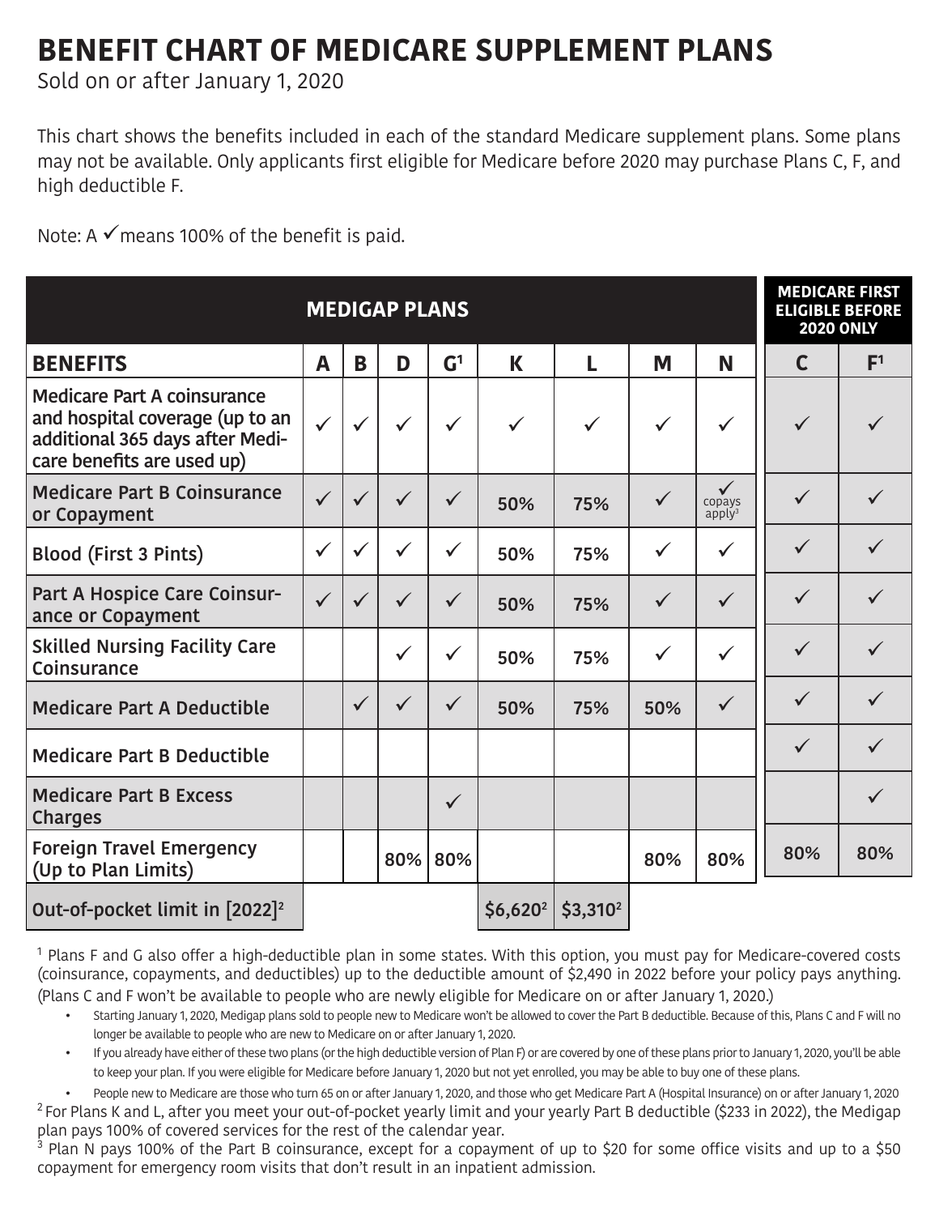# BENEFIT CHART OF MEDICARE SUPPLEMENT PLANS

Sold on or after January 1, 2020

This chart shows the benefits included in each of the standard Medicare supplement plans. Some plans may not be available. Only applicants first eligible for Medicare before 2020 may purchase Plans C, F, and high deductible F.

Note: A ✓ means 100% of the benefit is paid.

| MEDIGAP PLANS | | | | | | | | | MEDICARE FIRST ELIGIBLE BEFORE 2020 ONLY | |
|---|---|---|---|---|---|---|---|---|---|---|
| **BENEFITS** | **A** | **B** | **D** | **G**[1] | **K** | **L** | **M** | **N** | **C** | **F**[1] |
| **Medicare Part A coinsurance and hospital coverage (up to an additional 365 days after Medicare benefits are used up)** | ✓ | ✓ | ✓ | ✓ | ✓ | ✓ | ✓ | ✓ | ✓ | ✓ |
| **Medicare Part B Coinsurance or Copayment** | ✓ | ✓ | ✓ | ✓ | 50% | 75% | ✓ | ✓ copays apply[3] | ✓ | ✓ |
| **Blood (First 3 Pints)** | ✓ | ✓ | ✓ | ✓ | 50% | 75% | ✓ | ✓ | ✓ | ✓ |
| **Part A Hospice Care Coinsurance or Copayment** | ✓ | ✓ | ✓ | ✓ | 50% | 75% | ✓ | ✓ | ✓ | ✓ |
| **Skilled Nursing Facility Care Coinsurance** | | | ✓ | ✓ | 50% | 75% | ✓ | ✓ | ✓ | ✓ |
| **Medicare Part A Deductible** | | ✓ | ✓ | ✓ | 50% | 75% | 50% | ✓ | ✓ | ✓ |
| **Medicare Part B Deductible** | | | | | | | | | ✓ | ✓ |
| **Medicare Part B Excess Charges** | | | | ✓ | | | | | | ✓ |
| **Foreign Travel Emergency (Up to Plan Limits)** | | | 80% | 80% | | | 80% | 80% | 80% | 80% |
| **Out-of-pocket limit in [2022]**[2] | | | | | $6,620[2] | $3,310[2] | | | | |

[1] Plans F and G also offer a high-deductible plan in some states. With this option, you must pay for Medicare-covered costs (coinsurance, copayments, and deductibles) up to the deductible amount of $2,490 in 2022 before your policy pays anything. (Plans C and F won't be available to people who are newly eligible for Medicare on or after January 1, 2020.)

- Starting January 1, 2020, Medigap plans sold to people new to Medicare won't be allowed to cover the Part B deductible. Because of this, Plans C and F will no longer be available to people who are new to Medicare on or after January 1, 2020.
- If you already have either of these two plans (or the high deductible version of Plan F) or are covered by one of these plans prior to January 1, 2020, you'll be able to keep your plan. If you were eligible for Medicare before January 1, 2020 but not yet enrolled, you may be able to buy one of these plans.
- People new to Medicare are those who turn 65 on or after January 1, 2020, and those who get Medicare Part A (Hospital Insurance) on or after January 1, 2020

[2] For Plans K and L, after you meet your out-of-pocket yearly limit and your yearly Part B deductible ($233 in 2022), the Medigap plan pays 100% of covered services for the rest of the calendar year.

[3] Plan N pays 100% of the Part B coinsurance, except for a copayment of up to $20 for some office visits and up to a $50 copayment for emergency room visits that don't result in an inpatient admission.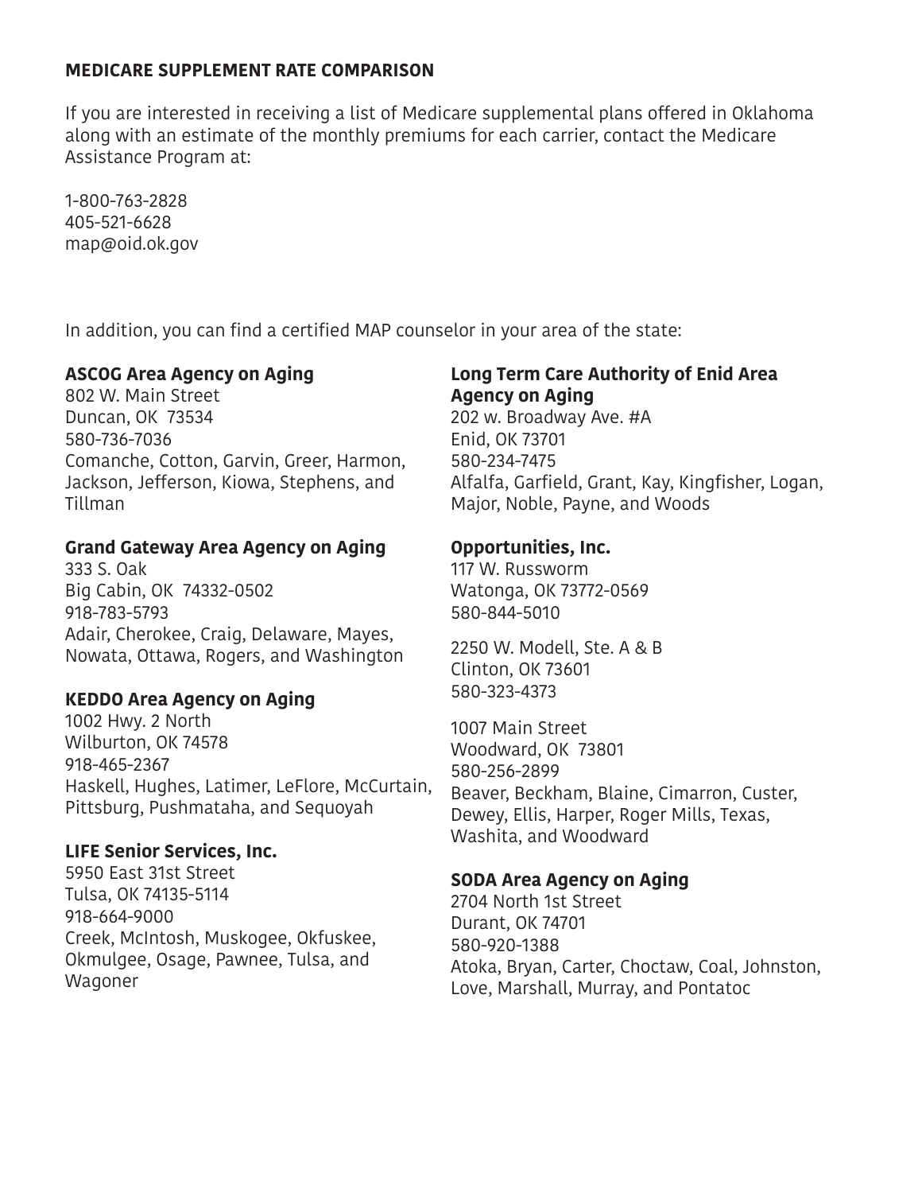**MEDICARE SUPPLEMENT RATE COMPARISON**

If you are interested in receiving a list of Medicare supplemental plans offered in Oklahoma along with an estimate of the monthly premiums for each carrier, contact the Medicare Assistance Program at:

1-800-763-2828
405-521-6628
map@oid.ok.gov

In addition, you can find a certified MAP counselor in your area of the state:

**ASCOG Area Agency on Aging**
802 W. Main Street
Duncan, OK 73534
580-736-7036
Comanche, Cotton, Garvin, Greer, Harmon, Jackson, Jefferson, Kiowa, Stephens, and Tillman

**Grand Gateway Area Agency on Aging**
333 S. Oak
Big Cabin, OK 74332-0502
918-783-5793
Adair, Cherokee, Craig, Delaware, Mayes, Nowata, Ottawa, Rogers, and Washington

**KEDDO Area Agency on Aging**
1002 Hwy. 2 North
Wilburton, OK 74578
918-465-2367
Haskell, Hughes, Latimer, LeFlore, McCurtain, Pittsburg, Pushmataha, and Sequoyah

**LIFE Senior Services, Inc.**
5950 East 31st Street
Tulsa, OK 74135-5114
918-664-9000
Creek, McIntosh, Muskogee, Okfuskee, Okmulgee, Osage, Pawnee, Tulsa, and Wagoner

**Long Term Care Authority of Enid Area Agency on Aging**
202 w. Broadway Ave. #A
Enid, OK 73701
580-234-7475
Alfalfa, Garfield, Grant, Kay, Kingfisher, Logan, Major, Noble, Payne, and Woods

**Opportunities, Inc.**
117 W. Russworm
Watonga, OK 73772-0569
580-844-5010

2250 W. Modell, Ste. A & B
Clinton, OK 73601
580-323-4373

1007 Main Street
Woodward, OK 73801
580-256-2899
Beaver, Beckham, Blaine, Cimarron, Custer, Dewey, Ellis, Harper, Roger Mills, Texas, Washita, and Woodward

**SODA Area Agency on Aging**
2704 North 1st Street
Durant, OK 74701
580-920-1388
Atoka, Bryan, Carter, Choctaw, Coal, Johnston, Love, Marshall, Murray, and Pontatoc